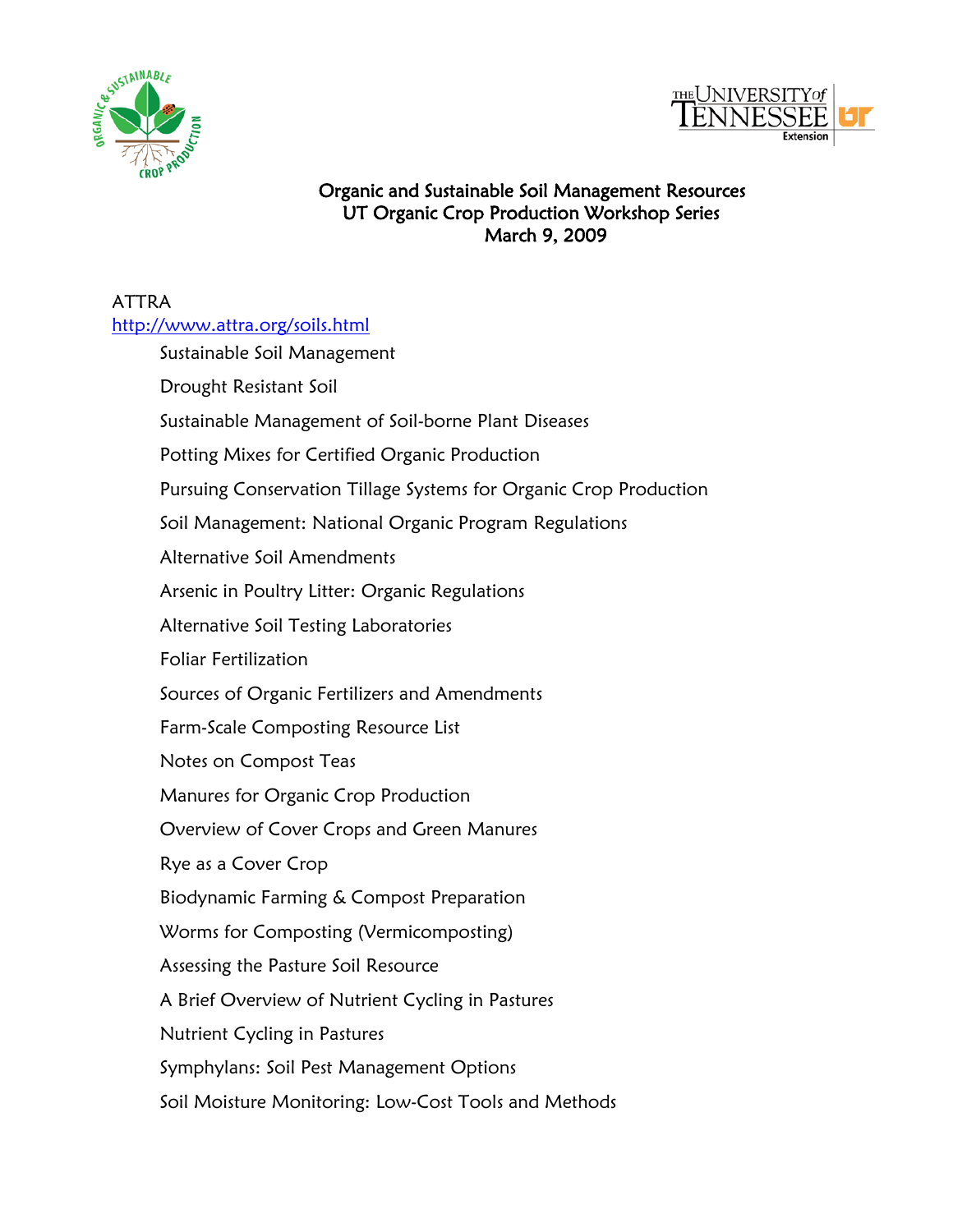# Organic and Sustainable Soil Management Resources
## UT Organic Crop Production Workshop Series
### March 9, 2009

ATTRA
http://www.attra.org/soils.html

- Sustainable Soil Management
- Drought Resistant Soil
- Sustainable Management of Soil-borne Plant Diseases
- Potting Mixes for Certified Organic Production
- Pursuing Conservation Tillage Systems for Organic Crop Production
- Soil Management: National Organic Program Regulations
- Alternative Soil Amendments
- Arsenic in Poultry Litter: Organic Regulations
- Alternative Soil Testing Laboratories
- Foliar Fertilization
- Sources of Organic Fertilizers and Amendments
- Farm-Scale Composting Resource List
- Notes on Compost Teas
- Manures for Organic Crop Production
- Overview of Cover Crops and Green Manures
- Rye as a Cover Crop
- Biodynamic Farming & Compost Preparation
- Worms for Composting (Vermicomposting)
- Assessing the Pasture Soil Resource
- A Brief Overview of Nutrient Cycling in Pastures
- Nutrient Cycling in Pastures
- Symphylans: Soil Pest Management Options
- Soil Moisture Monitoring: Low-Cost Tools and Methods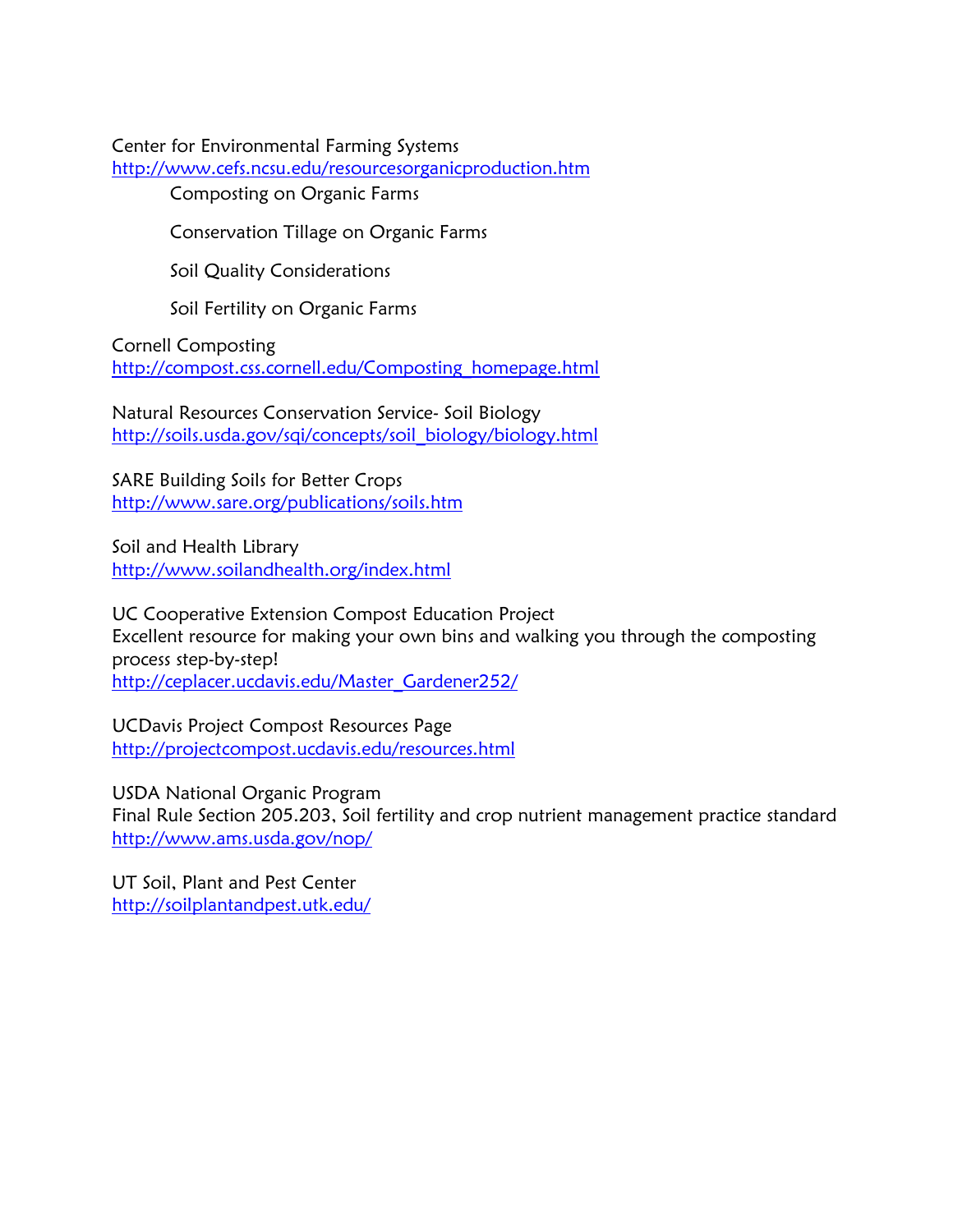Center for Environmental Farming Systems
http://www.cefs.ncsu.edu/resourcesorganicproduction.htm

- Composting on Organic Farms
- Conservation Tillage on Organic Farms
- Soil Quality Considerations
- Soil Fertility on Organic Farms

Cornell Composting
http://compost.css.cornell.edu/Composting_homepage.html

Natural Resources Conservation Service- Soil Biology
http://soils.usda.gov/sqi/concepts/soil_biology/biology.html

SARE Building Soils for Better Crops
http://www.sare.org/publications/soils.htm

Soil and Health Library
http://www.soilandhealth.org/index.html

UC Cooperative Extension Compost Education Project
Excellent resource for making your own bins and walking you through the composting process step-by-step!
http://ceplacer.ucdavis.edu/Master_Gardener252/

UCDavis Project Compost Resources Page
http://projectcompost.ucdavis.edu/resources.html

USDA National Organic Program
Final Rule Section 205.203, Soil fertility and crop nutrient management practice standard
http://www.ams.usda.gov/nop/

UT Soil, Plant and Pest Center
http://soilplantandpest.utk.edu/